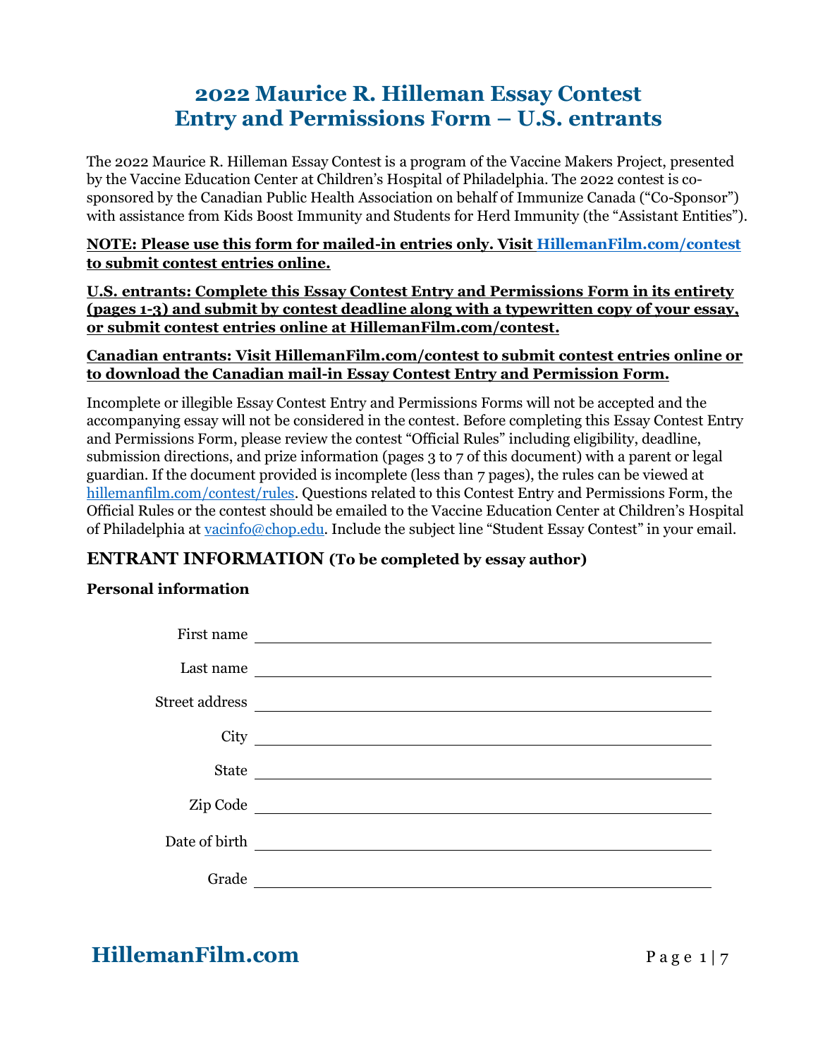# 2022 Maurice R. Hilleman Essay Contest
# Entry and Permissions Form – U.S. entrants

The 2022 Maurice R. Hilleman Essay Contest is a program of the Vaccine Makers Project, presented by the Vaccine Education Center at Children's Hospital of Philadelphia. The 2022 contest is co-sponsored by the Canadian Public Health Association on behalf of Immunize Canada ("Co-Sponsor") with assistance from Kids Boost Immunity and Students for Herd Immunity (the "Assistant Entities").

**NOTE: Please use this form for mailed-in entries only. Visit HillemanFilm.com/contest to submit contest entries online.**

**U.S. entrants: Complete this Essay Contest Entry and Permissions Form in its entirety (pages 1-3) and submit by contest deadline along with a typewritten copy of your essay, or submit contest entries online at HillemanFilm.com/contest.**

**Canadian entrants: Visit HillemanFilm.com/contest to submit contest entries online or to download the Canadian mail-in Essay Contest Entry and Permission Form.**

Incomplete or illegible Essay Contest Entry and Permissions Forms will not be accepted and the accompanying essay will not be considered in the contest. Before completing this Essay Contest Entry and Permissions Form, please review the contest "Official Rules" including eligibility, deadline, submission directions, and prize information (pages 3 to 7 of this document) with a parent or legal guardian. If the document provided is incomplete (less than 7 pages), the rules can be viewed at hillemanfilm.com/contest/rules. Questions related to this Contest Entry and Permissions Form, the Official Rules or the contest should be emailed to the Vaccine Education Center at Children's Hospital of Philadelphia at vacinfo@chop.edu. Include the subject line "Student Essay Contest" in your email.

## ENTRANT INFORMATION (To be completed by essay author)

### Personal information

First name ______________________________

Last name ______________________________

Street address ______________________________

City ______________________________

State ______________________________

Zip Code ______________________________

Date of birth ______________________________

Grade ______________________________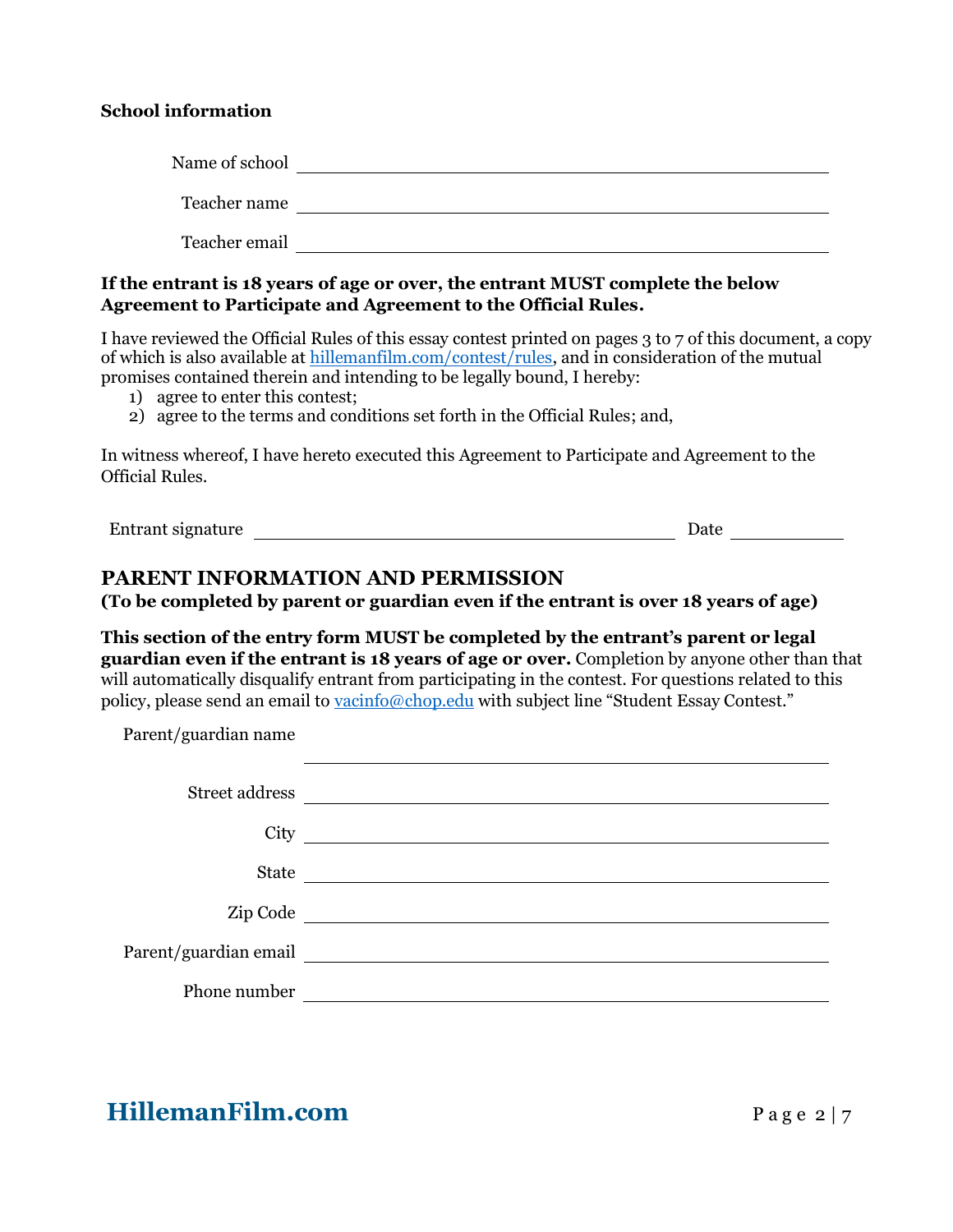**School information**

Name of school ______________________________

Teacher name ______________________________

Teacher email ______________________________

**If the entrant is 18 years of age or over, the entrant MUST complete the below Agreement to Participate and Agreement to the Official Rules.**

I have reviewed the Official Rules of this essay contest printed on pages 3 to 7 of this document, a copy of which is also available at [hillemanfilm.com/contest/rules](hillemanfilm.com/contest/rules), and in consideration of the mutual promises contained therein and intending to be legally bound, I hereby:

1) agree to enter this contest;
2) agree to the terms and conditions set forth in the Official Rules; and,

In witness whereof, I have hereto executed this Agreement to Participate and Agreement to the Official Rules.

Entrant signature ______________________________ Date ____________

## PARENT INFORMATION AND PERMISSION

**(To be completed by parent or guardian even if the entrant is over 18 years of age)**

**This section of the entry form MUST be completed by the entrant's parent or legal guardian even if the entrant is 18 years of age or over.** Completion by anyone other than that will automatically disqualify entrant from participating in the contest. For questions related to this policy, please send an email to [vacinfo@chop.edu](mailto:vacinfo@chop.edu) with subject line "Student Essay Contest."

Parent/guardian name ______________________________

Street address ______________________________

City ______________________________

State ______________________________

Zip Code ______________________________

Parent/guardian email ______________________________

Phone number ______________________________

**HillemanFilm.com**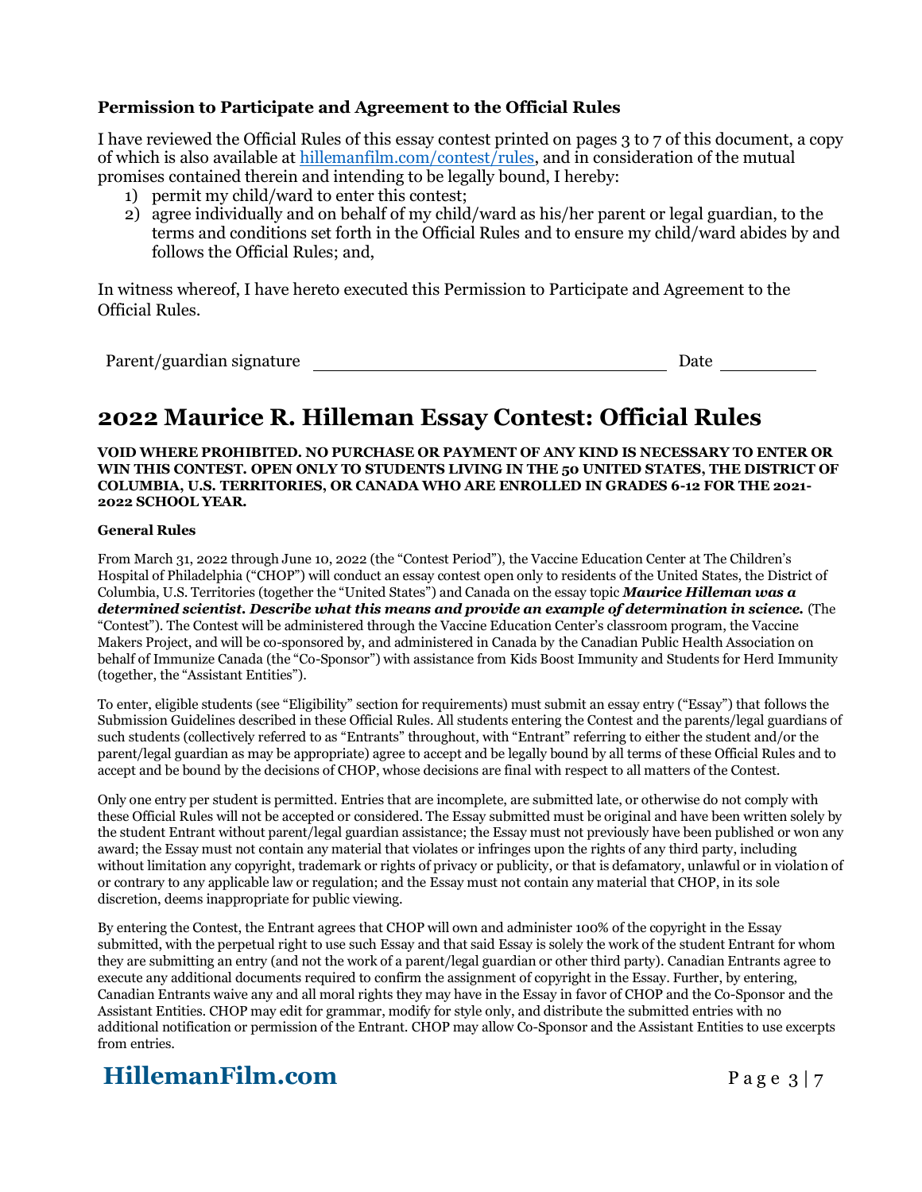### Permission to Participate and Agreement to the Official Rules

I have reviewed the Official Rules of this essay contest printed on pages 3 to 7 of this document, a copy of which is also available at [hillemanfilm.com/contest/rules](hillemanfilm.com/contest/rules), and in consideration of the mutual promises contained therein and intending to be legally bound, I hereby:

1) permit my child/ward to enter this contest;
2) agree individually and on behalf of my child/ward as his/her parent or legal guardian, to the terms and conditions set forth in the Official Rules and to ensure my child/ward abides by and follows the Official Rules; and,

In witness whereof, I have hereto executed this Permission to Participate and Agreement to the Official Rules.

Parent/guardian signature ______________________________ Date __________

# 2022 Maurice R. Hilleman Essay Contest: Official Rules

**VOID WHERE PROHIBITED. NO PURCHASE OR PAYMENT OF ANY KIND IS NECESSARY TO ENTER OR WIN THIS CONTEST. OPEN ONLY TO STUDENTS LIVING IN THE 50 UNITED STATES, THE DISTRICT OF COLUMBIA, U.S. TERRITORIES, OR CANADA WHO ARE ENROLLED IN GRADES 6-12 FOR THE 2021-2022 SCHOOL YEAR.**

**General Rules**

From March 31, 2022 through June 10, 2022 (the "Contest Period"), the Vaccine Education Center at The Children's Hospital of Philadelphia ("CHOP") will conduct an essay contest open only to residents of the United States, the District of Columbia, U.S. Territories (together the "United States") and Canada on the essay topic ***Maurice Hilleman was a determined scientist. Describe what this means and provide an example of determination in science.*** (The "Contest"). The Contest will be administered through the Vaccine Education Center's classroom program, the Vaccine Makers Project, and will be co-sponsored by, and administered in Canada by the Canadian Public Health Association on behalf of Immunize Canada (the "Co-Sponsor") with assistance from Kids Boost Immunity and Students for Herd Immunity (together, the "Assistant Entities").

To enter, eligible students (see "Eligibility" section for requirements) must submit an essay entry ("Essay") that follows the Submission Guidelines described in these Official Rules. All students entering the Contest and the parents/legal guardians of such students (collectively referred to as "Entrants" throughout, with "Entrant" referring to either the student and/or the parent/legal guardian as may be appropriate) agree to accept and be legally bound by all terms of these Official Rules and to accept and be bound by the decisions of CHOP, whose decisions are final with respect to all matters of the Contest.

Only one entry per student is permitted. Entries that are incomplete, are submitted late, or otherwise do not comply with these Official Rules will not be accepted or considered. The Essay submitted must be original and have been written solely by the student Entrant without parent/legal guardian assistance; the Essay must not previously have been published or won any award; the Essay must not contain any material that violates or infringes upon the rights of any third party, including without limitation any copyright, trademark or rights of privacy or publicity, or that is defamatory, unlawful or in violation of or contrary to any applicable law or regulation; and the Essay must not contain any material that CHOP, in its sole discretion, deems inappropriate for public viewing.

By entering the Contest, the Entrant agrees that CHOP will own and administer 100% of the copyright in the Essay submitted, with the perpetual right to use such Essay and that said Essay is solely the work of the student Entrant for whom they are submitting an entry (and not the work of a parent/legal guardian or other third party). Canadian Entrants agree to execute any additional documents required to confirm the assignment of copyright in the Essay. Further, by entering, Canadian Entrants waive any and all moral rights they may have in the Essay in favor of CHOP and the Co-Sponsor and the Assistant Entities. CHOP may edit for grammar, modify for style only, and distribute the submitted entries with no additional notification or permission of the Entrant. CHOP may allow Co-Sponsor and the Assistant Entities to use excerpts from entries.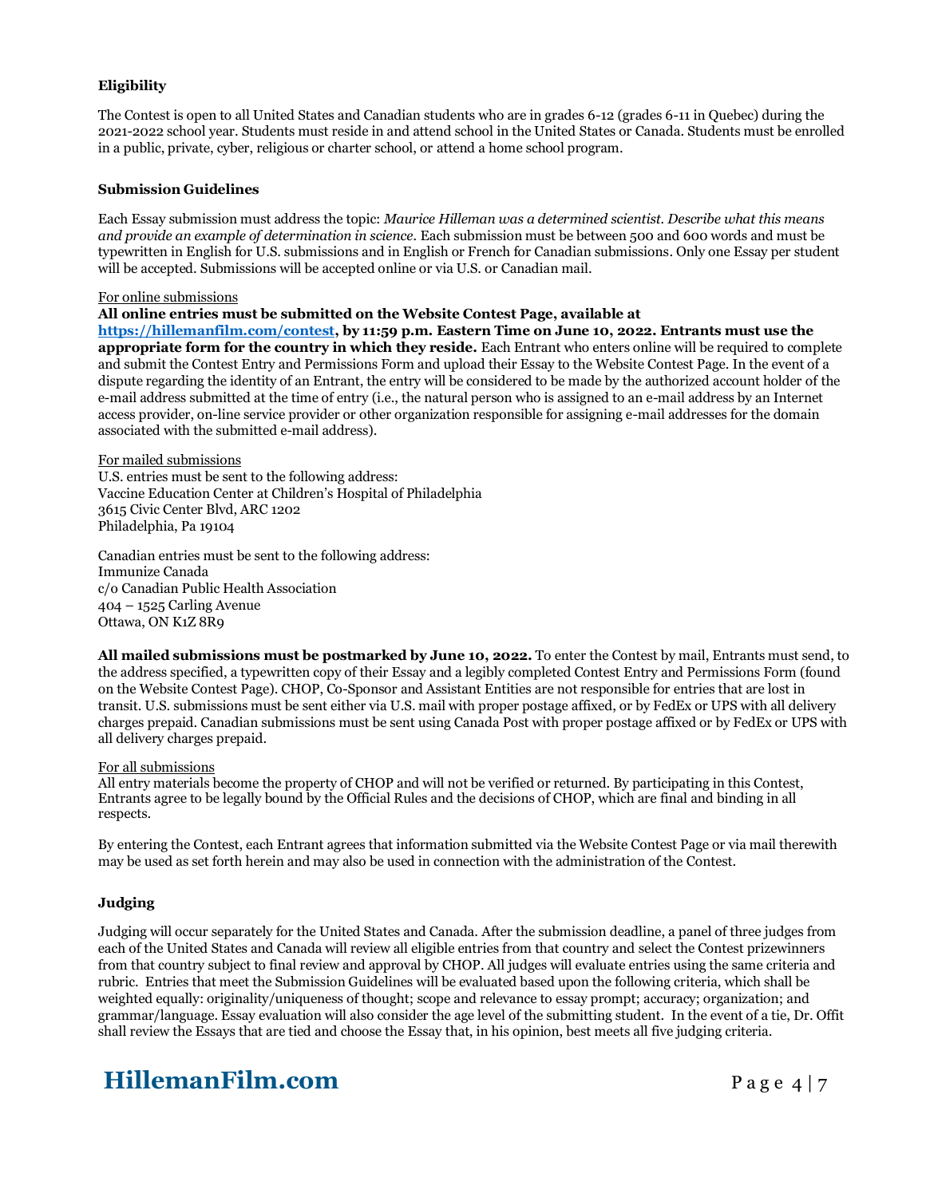### Eligibility

The Contest is open to all United States and Canadian students who are in grades 6-12 (grades 6-11 in Quebec) during the 2021-2022 school year. Students must reside in and attend school in the United States or Canada. Students must be enrolled in a public, private, cyber, religious or charter school, or attend a home school program.

### Submission Guidelines

Each Essay submission must address the topic: *Maurice Hilleman was a determined scientist. Describe what this means and provide an example of determination in science.* Each submission must be between 500 and 600 words and must be typewritten in English for U.S. submissions and in English or French for Canadian submissions. Only one Essay per student will be accepted. Submissions will be accepted online or via U.S. or Canadian mail.

<u>For online submissions</u>

**All online entries must be submitted on the Website Contest Page, available at [https://hillemanfilm.com/contest](https://hillemanfilm.com/contest), by 11:59 p.m. Eastern Time on June 10, 2022. Entrants must use the appropriate form for the country in which they reside.** Each Entrant who enters online will be required to complete and submit the Contest Entry and Permissions Form and upload their Essay to the Website Contest Page. In the event of a dispute regarding the identity of an Entrant, the entry will be considered to be made by the authorized account holder of the e-mail address submitted at the time of entry (i.e., the natural person who is assigned to an e-mail address by an Internet access provider, on-line service provider or other organization responsible for assigning e-mail addresses for the domain associated with the submitted e-mail address).

<u>For mailed submissions</u>

U.S. entries must be sent to the following address:
Vaccine Education Center at Children's Hospital of Philadelphia
3615 Civic Center Blvd, ARC 1202
Philadelphia, Pa 19104

Canadian entries must be sent to the following address:
Immunize Canada
c/o Canadian Public Health Association
404 – 1525 Carling Avenue
Ottawa, ON K1Z 8R9

**All mailed submissions must be postmarked by June 10, 2022.** To enter the Contest by mail, Entrants must send, to the address specified, a typewritten copy of their Essay and a legibly completed Contest Entry and Permissions Form (found on the Website Contest Page). CHOP, Co-Sponsor and Assistant Entities are not responsible for entries that are lost in transit. U.S. submissions must be sent either via U.S. mail with proper postage affixed, or by FedEx or UPS with all delivery charges prepaid. Canadian submissions must be sent using Canada Post with proper postage affixed or by FedEx or UPS with all delivery charges prepaid.

<u>For all submissions</u>

All entry materials become the property of CHOP and will not be verified or returned. By participating in this Contest, Entrants agree to be legally bound by the Official Rules and the decisions of CHOP, which are final and binding in all respects.

By entering the Contest, each Entrant agrees that information submitted via the Website Contest Page or via mail therewith may be used as set forth herein and may also be used in connection with the administration of the Contest.

### Judging

Judging will occur separately for the United States and Canada. After the submission deadline, a panel of three judges from each of the United States and Canada will review all eligible entries from that country and select the Contest prizewinners from that country subject to final review and approval by CHOP. All judges will evaluate entries using the same criteria and rubric. Entries that meet the Submission Guidelines will be evaluated based upon the following criteria, which shall be weighted equally: originality/uniqueness of thought; scope and relevance to essay prompt; accuracy; organization; and grammar/language. Essay evaluation will also consider the age level of the submitting student. In the event of a tie, Dr. Offit shall review the Essays that are tied and choose the Essay that, in his opinion, best meets all five judging criteria.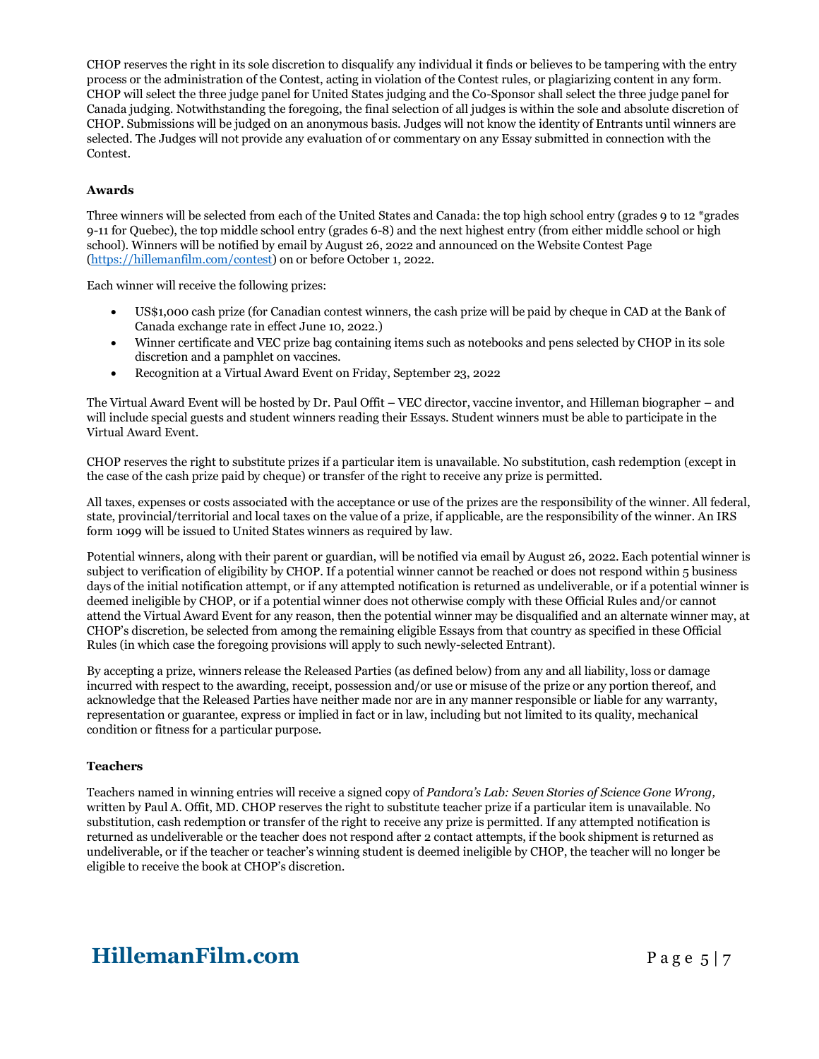CHOP reserves the right in its sole discretion to disqualify any individual it finds or believes to be tampering with the entry process or the administration of the Contest, acting in violation of the Contest rules, or plagiarizing content in any form. CHOP will select the three judge panel for United States judging and the Co-Sponsor shall select the three judge panel for Canada judging. Notwithstanding the foregoing, the final selection of all judges is within the sole and absolute discretion of CHOP. Submissions will be judged on an anonymous basis. Judges will not know the identity of Entrants until winners are selected. The Judges will not provide any evaluation of or commentary on any Essay submitted in connection with the Contest.

**Awards**

Three winners will be selected from each of the United States and Canada: the top high school entry (grades 9 to 12 *grades 9-11 for Quebec), the top middle school entry (grades 6-8) and the next highest entry (from either middle school or high school). Winners will be notified by email by August 26, 2022 and announced on the Website Contest Page (https://hillemanfilm.com/contest) on or before October 1, 2022.

Each winner will receive the following prizes:

- US$1,000 cash prize (for Canadian contest winners, the cash prize will be paid by cheque in CAD at the Bank of Canada exchange rate in effect June 10, 2022.)
- Winner certificate and VEC prize bag containing items such as notebooks and pens selected by CHOP in its sole discretion and a pamphlet on vaccines.
- Recognition at a Virtual Award Event on Friday, September 23, 2022

The Virtual Award Event will be hosted by Dr. Paul Offit – VEC director, vaccine inventor, and Hilleman biographer – and will include special guests and student winners reading their Essays. Student winners must be able to participate in the Virtual Award Event.

CHOP reserves the right to substitute prizes if a particular item is unavailable. No substitution, cash redemption (except in the case of the cash prize paid by cheque) or transfer of the right to receive any prize is permitted.

All taxes, expenses or costs associated with the acceptance or use of the prizes are the responsibility of the winner. All federal, state, provincial/territorial and local taxes on the value of a prize, if applicable, are the responsibility of the winner. An IRS form 1099 will be issued to United States winners as required by law.

Potential winners, along with their parent or guardian, will be notified via email by August 26, 2022. Each potential winner is subject to verification of eligibility by CHOP. If a potential winner cannot be reached or does not respond within 5 business days of the initial notification attempt, or if any attempted notification is returned as undeliverable, or if a potential winner is deemed ineligible by CHOP, or if a potential winner does not otherwise comply with these Official Rules and/or cannot attend the Virtual Award Event for any reason, then the potential winner may be disqualified and an alternate winner may, at CHOP's discretion, be selected from among the remaining eligible Essays from that country as specified in these Official Rules (in which case the foregoing provisions will apply to such newly-selected Entrant).

By accepting a prize, winners release the Released Parties (as defined below) from any and all liability, loss or damage incurred with respect to the awarding, receipt, possession and/or use or misuse of the prize or any portion thereof, and acknowledge that the Released Parties have neither made nor are in any manner responsible or liable for any warranty, representation or guarantee, express or implied in fact or in law, including but not limited to its quality, mechanical condition or fitness for a particular purpose.

**Teachers**

Teachers named in winning entries will receive a signed copy of *Pandora's Lab: Seven Stories of Science Gone Wrong,* written by Paul A. Offit, MD. CHOP reserves the right to substitute teacher prize if a particular item is unavailable. No substitution, cash redemption or transfer of the right to receive any prize is permitted. If any attempted notification is returned as undeliverable or the teacher does not respond after 2 contact attempts, if the book shipment is returned as undeliverable, or if the teacher or teacher's winning student is deemed ineligible by CHOP, the teacher will no longer be eligible to receive the book at CHOP's discretion.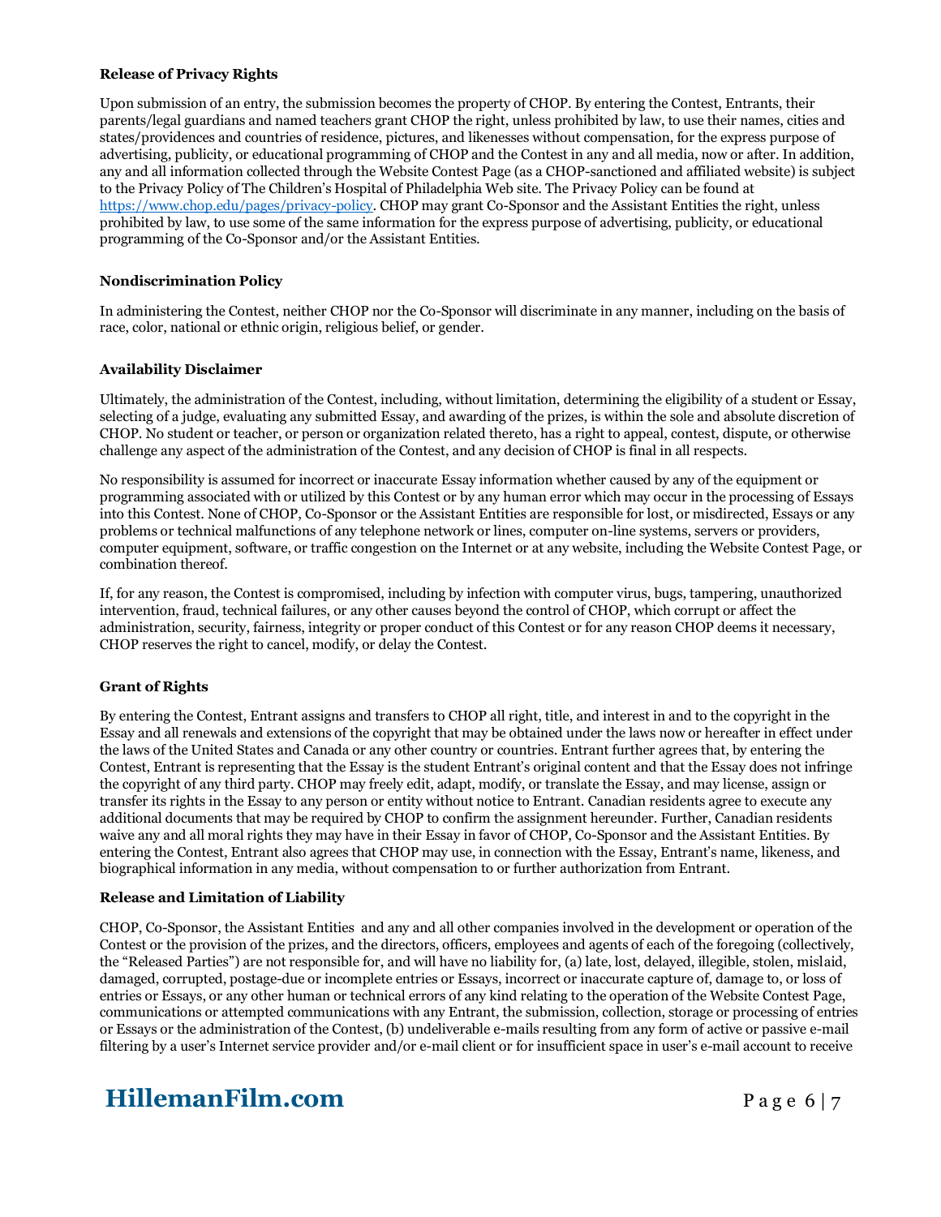**Release of Privacy Rights**

Upon submission of an entry, the submission becomes the property of CHOP. By entering the Contest, Entrants, their parents/legal guardians and named teachers grant CHOP the right, unless prohibited by law, to use their names, cities and states/providences and countries of residence, pictures, and likenesses without compensation, for the express purpose of advertising, publicity, or educational programming of CHOP and the Contest in any and all media, now or after. In addition, any and all information collected through the Website Contest Page (as a CHOP-sanctioned and affiliated website) is subject to the Privacy Policy of The Children's Hospital of Philadelphia Web site. The Privacy Policy can be found at https://www.chop.edu/pages/privacy-policy. CHOP may grant Co-Sponsor and the Assistant Entities the right, unless prohibited by law, to use some of the same information for the express purpose of advertising, publicity, or educational programming of the Co-Sponsor and/or the Assistant Entities.

**Nondiscrimination Policy**

In administering the Contest, neither CHOP nor the Co-Sponsor will discriminate in any manner, including on the basis of race, color, national or ethnic origin, religious belief, or gender.

**Availability Disclaimer**

Ultimately, the administration of the Contest, including, without limitation, determining the eligibility of a student or Essay, selecting of a judge, evaluating any submitted Essay, and awarding of the prizes, is within the sole and absolute discretion of CHOP. No student or teacher, or person or organization related thereto, has a right to appeal, contest, dispute, or otherwise challenge any aspect of the administration of the Contest, and any decision of CHOP is final in all respects.

No responsibility is assumed for incorrect or inaccurate Essay information whether caused by any of the equipment or programming associated with or utilized by this Contest or by any human error which may occur in the processing of Essays into this Contest. None of CHOP, Co-Sponsor or the Assistant Entities are responsible for lost, or misdirected, Essays or any problems or technical malfunctions of any telephone network or lines, computer on-line systems, servers or providers, computer equipment, software, or traffic congestion on the Internet or at any website, including the Website Contest Page, or combination thereof.

If, for any reason, the Contest is compromised, including by infection with computer virus, bugs, tampering, unauthorized intervention, fraud, technical failures, or any other causes beyond the control of CHOP, which corrupt or affect the administration, security, fairness, integrity or proper conduct of this Contest or for any reason CHOP deems it necessary, CHOP reserves the right to cancel, modify, or delay the Contest.

**Grant of Rights**

By entering the Contest, Entrant assigns and transfers to CHOP all right, title, and interest in and to the copyright in the Essay and all renewals and extensions of the copyright that may be obtained under the laws now or hereafter in effect under the laws of the United States and Canada or any other country or countries. Entrant further agrees that, by entering the Contest, Entrant is representing that the Essay is the student Entrant's original content and that the Essay does not infringe the copyright of any third party. CHOP may freely edit, adapt, modify, or translate the Essay, and may license, assign or transfer its rights in the Essay to any person or entity without notice to Entrant. Canadian residents agree to execute any additional documents that may be required by CHOP to confirm the assignment hereunder. Further, Canadian residents waive any and all moral rights they may have in their Essay in favor of CHOP, Co-Sponsor and the Assistant Entities. By entering the Contest, Entrant also agrees that CHOP may use, in connection with the Essay, Entrant's name, likeness, and biographical information in any media, without compensation to or further authorization from Entrant.

**Release and Limitation of Liability**

CHOP, Co-Sponsor, the Assistant Entities and any and all other companies involved in the development or operation of the Contest or the provision of the prizes, and the directors, officers, employees and agents of each of the foregoing (collectively, the "Released Parties") are not responsible for, and will have no liability for, (a) late, lost, delayed, illegible, stolen, mislaid, damaged, corrupted, postage-due or incomplete entries or Essays, incorrect or inaccurate capture of, damage to, or loss of entries or Essays, or any other human or technical errors of any kind relating to the operation of the Website Contest Page, communications or attempted communications with any Entrant, the submission, collection, storage or processing of entries or Essays or the administration of the Contest, (b) undeliverable e-mails resulting from any form of active or passive e-mail filtering by a user's Internet service provider and/or e-mail client or for insufficient space in user's e-mail account to receive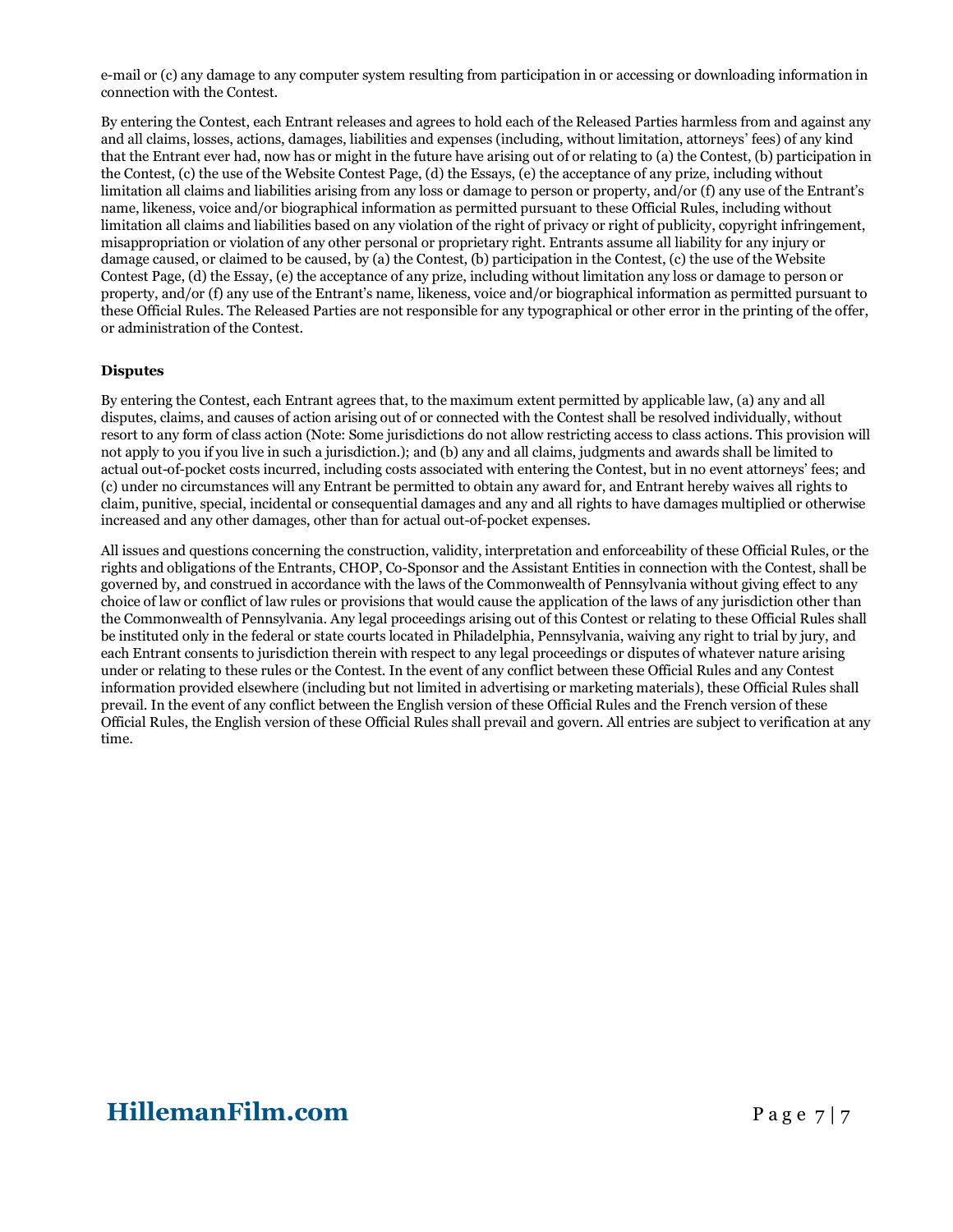e-mail or (c) any damage to any computer system resulting from participation in or accessing or downloading information in connection with the Contest.

By entering the Contest, each Entrant releases and agrees to hold each of the Released Parties harmless from and against any and all claims, losses, actions, damages, liabilities and expenses (including, without limitation, attorneys' fees) of any kind that the Entrant ever had, now has or might in the future have arising out of or relating to (a) the Contest, (b) participation in the Contest, (c) the use of the Website Contest Page, (d) the Essays, (e) the acceptance of any prize, including without limitation all claims and liabilities arising from any loss or damage to person or property, and/or (f) any use of the Entrant's name, likeness, voice and/or biographical information as permitted pursuant to these Official Rules, including without limitation all claims and liabilities based on any violation of the right of privacy or right of publicity, copyright infringement, misappropriation or violation of any other personal or proprietary right. Entrants assume all liability for any injury or damage caused, or claimed to be caused, by (a) the Contest, (b) participation in the Contest, (c) the use of the Website Contest Page, (d) the Essay, (e) the acceptance of any prize, including without limitation any loss or damage to person or property, and/or (f) any use of the Entrant's name, likeness, voice and/or biographical information as permitted pursuant to these Official Rules. The Released Parties are not responsible for any typographical or other error in the printing of the offer, or administration of the Contest.

**Disputes**

By entering the Contest, each Entrant agrees that, to the maximum extent permitted by applicable law, (a) any and all disputes, claims, and causes of action arising out of or connected with the Contest shall be resolved individually, without resort to any form of class action (Note: Some jurisdictions do not allow restricting access to class actions. This provision will not apply to you if you live in such a jurisdiction.); and (b) any and all claims, judgments and awards shall be limited to actual out-of-pocket costs incurred, including costs associated with entering the Contest, but in no event attorneys' fees; and (c) under no circumstances will any Entrant be permitted to obtain any award for, and Entrant hereby waives all rights to claim, punitive, special, incidental or consequential damages and any and all rights to have damages multiplied or otherwise increased and any other damages, other than for actual out-of-pocket expenses.

All issues and questions concerning the construction, validity, interpretation and enforceability of these Official Rules, or the rights and obligations of the Entrants, CHOP, Co-Sponsor and the Assistant Entities in connection with the Contest, shall be governed by, and construed in accordance with the laws of the Commonwealth of Pennsylvania without giving effect to any choice of law or conflict of law rules or provisions that would cause the application of the laws of any jurisdiction other than the Commonwealth of Pennsylvania. Any legal proceedings arising out of this Contest or relating to these Official Rules shall be instituted only in the federal or state courts located in Philadelphia, Pennsylvania, waiving any right to trial by jury, and each Entrant consents to jurisdiction therein with respect to any legal proceedings or disputes of whatever nature arising under or relating to these rules or the Contest. In the event of any conflict between these Official Rules and any Contest information provided elsewhere (including but not limited in advertising or marketing materials), these Official Rules shall prevail. In the event of any conflict between the English version of these Official Rules and the French version of these Official Rules, the English version of these Official Rules shall prevail and govern. All entries are subject to verification at any time.